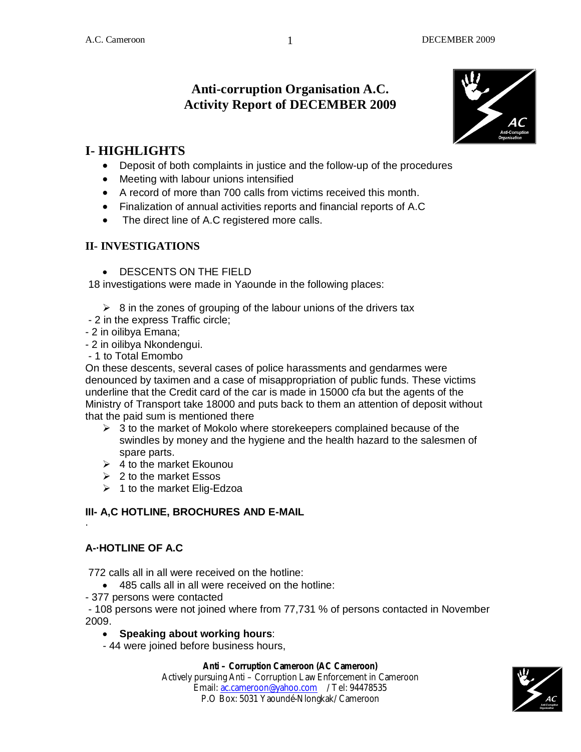# Anti-corruption Organisation A.C.
# Activity Report of DECEMBER 2009

## I- HIGHLIGHTS

- Deposit of both complaints in justice and the follow-up of the procedures
- Meeting with labour unions intensified
- A record of more than 700 calls from victims received this month.
- Finalization of annual activities reports and financial reports of A.C
- The direct line of A.C registered more calls.

## II- INVESTIGATIONS

- DESCENTS ON THE FIELD

18 investigations were made in Yaounde in the following places:

- 8 in the zones of grouping of the labour unions of the drivers tax

- 2 in the express Traffic circle;
- 2 in oilibya Emana;
- 2 in oilibya Nkondengui.
- 1 to Total Emombo

On these descents, several cases of police harassments and gendarmes were denounced by taximen and a case of misappropriation of public funds. These victims underline that the Credit card of the car is made in 15000 cfa but the agents of the Ministry of Transport take 18000 and puts back to them an attention of deposit without that the paid sum is mentioned there

- 3 to the market of Mokolo where storekeepers complained because of the swindles by money and the hygiene and the health hazard to the salesmen of spare parts.
- 4 to the market Ekounou
- 2 to the market Essos
- 1 to the market Elig-Edzoa

## III- A,C HOTLINE, BROCHURES AND E-MAIL

·

### A-·HOTLINE OF A.C

772 calls all in all were received on the hotline:

- 485 calls all in all were received on the hotline:

- 377 persons were contacted
- 108 persons were not joined where from 77,731 % of persons contacted in November 2009.

- **Speaking about working hours**:

- 44 were joined before business hours,

**Anti – Corruption Cameroon (AC Cameroon)**
Actively pursuing Anti – Corruption Law Enforcement in Cameroon
Email: ac.cameroon@yahoo.com / Tel: 94478535
P.O Box: 5031 Yaoundé-Nlongkak/ Cameroon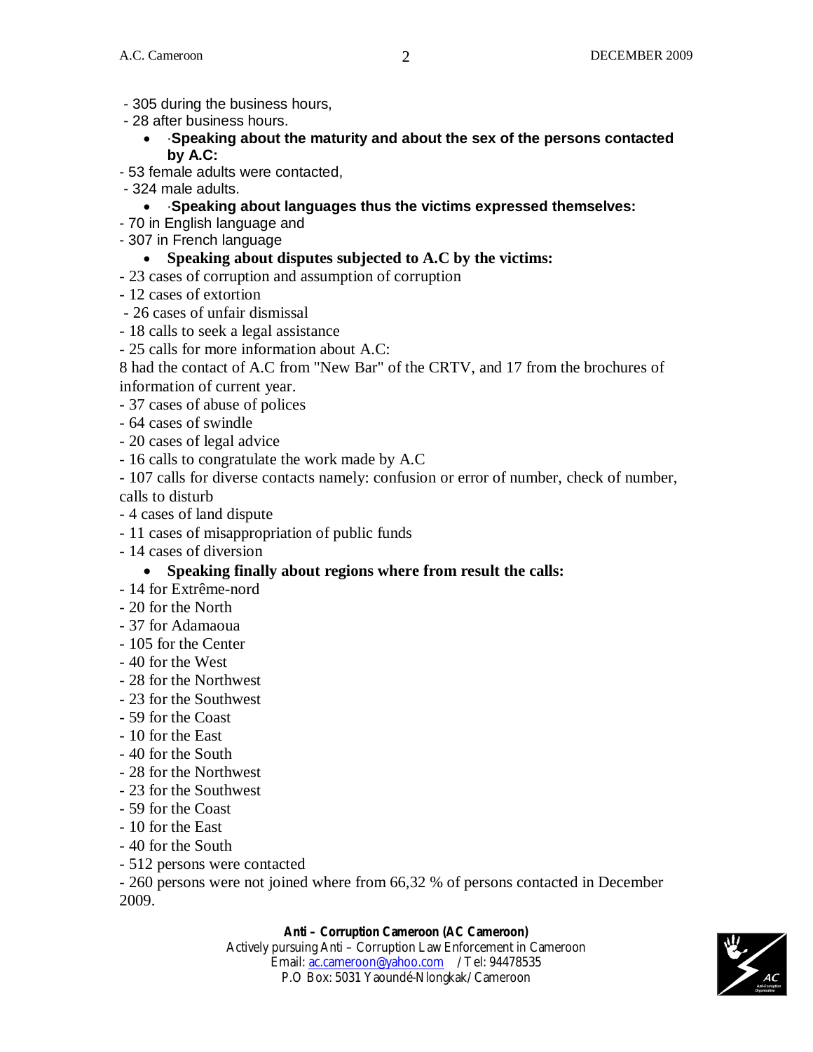- 305 during the business hours,
- 28 after business hours.

- ·**Speaking about the maturity and about the sex of the persons contacted by A.C:**

- 53 female adults were contacted,
- 324 male adults.

- ·**Speaking about languages thus the victims expressed themselves:**

- 70 in English language and
- 307 in French language

- **Speaking about disputes subjected to A.C by the victims:**

- 23 cases of corruption and assumption of corruption
- 12 cases of extortion
- 26 cases of unfair dismissal
- 18 calls to seek a legal assistance
- 25 calls for more information about A.C:

8 had the contact of A.C from "New Bar" of the CRTV, and 17 from the brochures of information of current year.

- 37 cases of abuse of polices
- 64 cases of swindle
- 20 cases of legal advice
- 16 calls to congratulate the work made by A.C
- 107 calls for diverse contacts namely: confusion or error of number, check of number, calls to disturb
- 4 cases of land dispute
- 11 cases of misappropriation of public funds
- 14 cases of diversion

- **Speaking finally about regions where from result the calls:**

- 14 for Extrême-nord
- 20 for the North
- 37 for Adamaoua
- 105 for the Center
- 40 for the West
- 28 for the Northwest
- 23 for the Southwest
- 59 for the Coast
- 10 for the East
- 40 for the South
- 28 for the Northwest
- 23 for the Southwest
- 59 for the Coast
- 10 for the East
- 40 for the South
- 512 persons were contacted
- 260 persons were not joined where from 66,32 % of persons contacted in December 2009.

**Anti – Corruption Cameroon (AC Cameroon)**
Actively pursuing Anti – Corruption Law Enforcement in Cameroon
Email: ac.cameroon@yahoo.com / Tel: 94478535
P.O Box: 5031 Yaoundé-Nlongkak/ Cameroon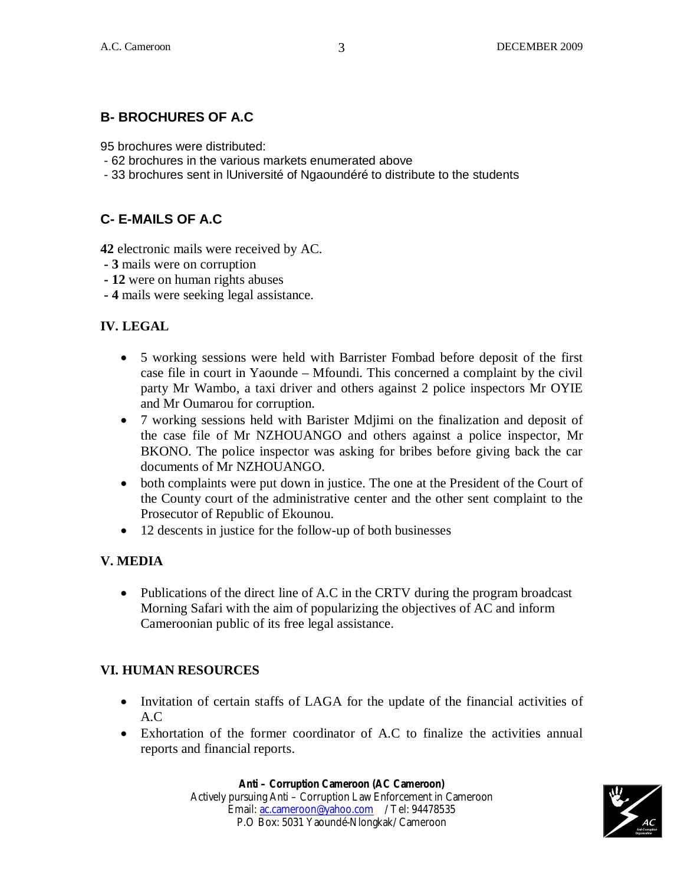## B- BROCHURES OF A.C

95 brochures were distributed:

- 62 brochures in the various markets enumerated above
- 33 brochures sent in lUniversité of Ngaoundéré to distribute to the students

## C- E-MAILS OF A.C

**42** electronic mails were received by AC.

- **3** mails were on corruption
- **12** were on human rights abuses
- **4** mails were seeking legal assistance.

## IV. LEGAL

- 5 working sessions were held with Barrister Fombad before deposit of the first case file in court in Yaounde – Mfoundi. This concerned a complaint by the civil party Mr Wambo, a taxi driver and others against 2 police inspectors Mr OYIE and Mr Oumarou for corruption.
- 7 working sessions held with Barister Mdjimi on the finalization and deposit of the case file of Mr NZHOUANGO and others against a police inspector, Mr BKONO. The police inspector was asking for bribes before giving back the car documents of Mr NZHOUANGO.
- both complaints were put down in justice. The one at the President of the Court of the County court of the administrative center and the other sent complaint to the Prosecutor of Republic of Ekounou.
- 12 descents in justice for the follow-up of both businesses

## V. MEDIA

- Publications of the direct line of A.C in the CRTV during the program broadcast Morning Safari with the aim of popularizing the objectives of AC and inform Cameroonian public of its free legal assistance.

## VI. HUMAN RESOURCES

- Invitation of certain staffs of LAGA for the update of the financial activities of A.C
- Exhortation of the former coordinator of A.C to finalize the activities annual reports and financial reports.

**Anti – Corruption Cameroon (AC Cameroon)**
Actively pursuing Anti – Corruption Law Enforcement in Cameroon
Email: ac.cameroon@yahoo.com / Tel: 94478535
P.O Box: 5031 Yaoundé-Nlongkak/ Cameroon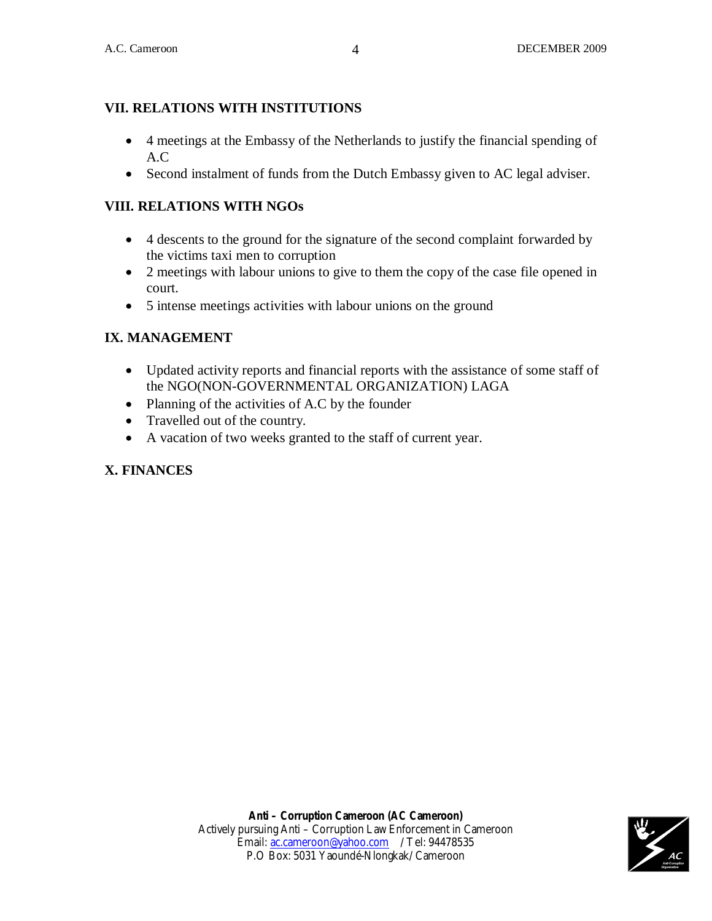## VII. RELATIONS WITH INSTITUTIONS

- 4 meetings at the Embassy of the Netherlands to justify the financial spending of A.C
- Second instalment of funds from the Dutch Embassy given to AC legal adviser.

## VIII. RELATIONS WITH NGOs

- 4 descents to the ground for the signature of the second complaint forwarded by the victims taxi men to corruption
- 2 meetings with labour unions to give to them the copy of the case file opened in court.
- 5 intense meetings activities with labour unions on the ground

## IX. MANAGEMENT

- Updated activity reports and financial reports with the assistance of some staff of the NGO(NON-GOVERNMENTAL ORGANIZATION) LAGA
- Planning of the activities of A.C by the founder
- Travelled out of the country.
- A vacation of two weeks granted to the staff of current year.

## X. FINANCES

**Anti – Corruption Cameroon (AC Cameroon)**
Actively pursuing Anti – Corruption Law Enforcement in Cameroon
Email: ac.cameroon@yahoo.com / Tel: 94478535
P.O Box: 5031 Yaoundé-Nlongkak/ Cameroon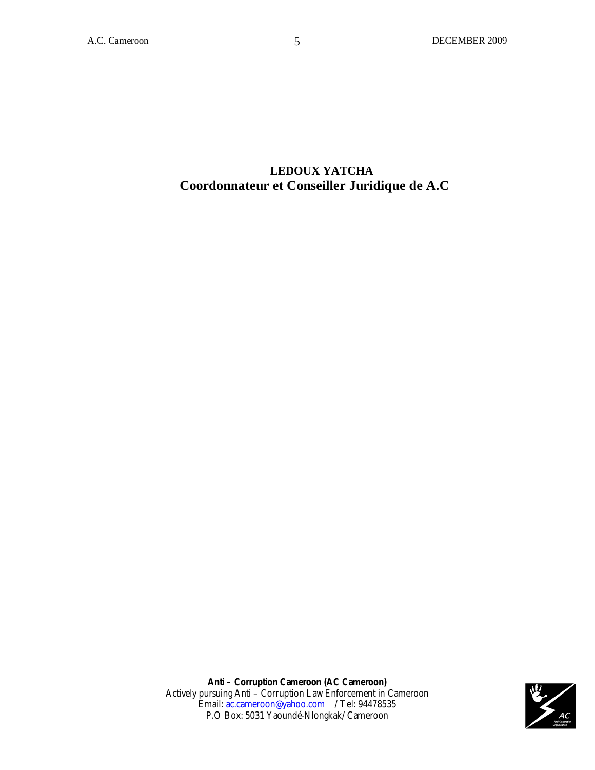**LEDOUX YATCHA**

**Coordonnateur et Conseiller Juridique de A.C**